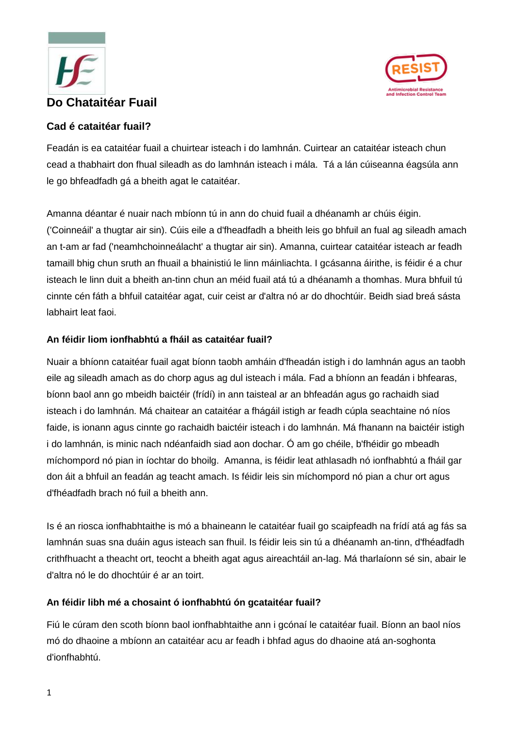# Do Chataitéar Fuail

## Cad é catatitéar fuail?

Feadán is ea catatitéar fuail a chuirtear isteach i do lamhnán. Cuirtear an catatitéar isteach chun cead a thabhairt don fhual sileadh as do lamhnán isteach i mála. Tá a lán cúiseanna éagsúla ann le go bhfeadfadh gá a bheith agat le catatitéar.

Amanna déantar é nuair nach mbíonn tú in ann do chuid fuail a dhéanamh ar chúis éigin. ('Coinneáil' a thugtar air sin). Cúis eile a d'fheadfadh a bheith leis go bhfuil an fual ag sileadh amach an t-am ar fad ('neamhchoinneálacht' a thugtar air sin). Amanna, cuirtear catatitéar isteach ar feadh tamaill bhig chun sruth an fhuail a bhainistiú le linn máinliachta. I gcásanna áirithe, is féidir é a chur isteach le linn duit a bheith an-tinn chun an méid fuail atá tú a dhéanamh a thomhas. Mura bhfuil tú cinnte cén fáth a bhfuil catatitéar agat, cuir ceist ar d'altra nó ar do dhochtúir. Beidh siad breá sásta labhairt leat faoi.

## An féidir liom ionfhabhtú a fháil as catatitéar fuail?

Nuair a bhíonn catatitéar fuail agat bíonn taobh amháin d'fheadán istigh i do lamhnán agus an taobh eile ag sileadh amach as do chorp agus ag dul isteach i mála. Fad a bhíonn an feadán i bhfearas, bíonn baol ann go mbeidh baictéir (frídí) in ann taisteal ar an bhfeadán agus go rachaidh siad isteach i do lamhnán. Má chaitear an catatitéar a fhágáil istigh ar feadh cúpla seachtaine nó níos faide, is ionann agus cinnte go rachaidh baictéir isteach i do lamhnán. Má fhanann na baictéir istigh i do lamhnán, is minic nach ndéanfaidh siad aon dochar. Ó am go chéile, b'fhéidir go mbeadh míchompord nó pian in íochtar do bhoilg. Amanna, is féidir leat athlasadh nó ionfhabhtú a fháil gar don áit a bhfuil an feadán ag teacht amach. Is féidir leis sin míchompord nó pian a chur ort agus d'fhéadfadh brach nó fuil a bheith ann.

Is é an riosca ionfhabhtaithe is mó a bhaineann le catatitéar fuail go scaipfeadh na frídí atá ag fás sa lamhnán suas sna duáin agus isteach san fhuil. Is féidir leis sin tú a dhéanamh an-tinn, d'fhéadfadh crithfhuacht a theacht ort, teocht a bheith agat agus aireachtáil an-lag. Má tharlaíonn sé sin, abair le d'altra nó le do dhochtúir é ar an toirt.

## An féidir libh mé a chosaint ó ionfhabhtú ón gcatatitéar fuail?

Fiú le cúram den scoth bíonn baol ionfhabhtaithe ann i gcónaí le catatitéar fuail. Bíonn an baol níos mó do dhaoine a mbíonn an catatitéar acu ar feadh i bhfad agus do dhaoine atá an-soghonta d'ionfhabhtú.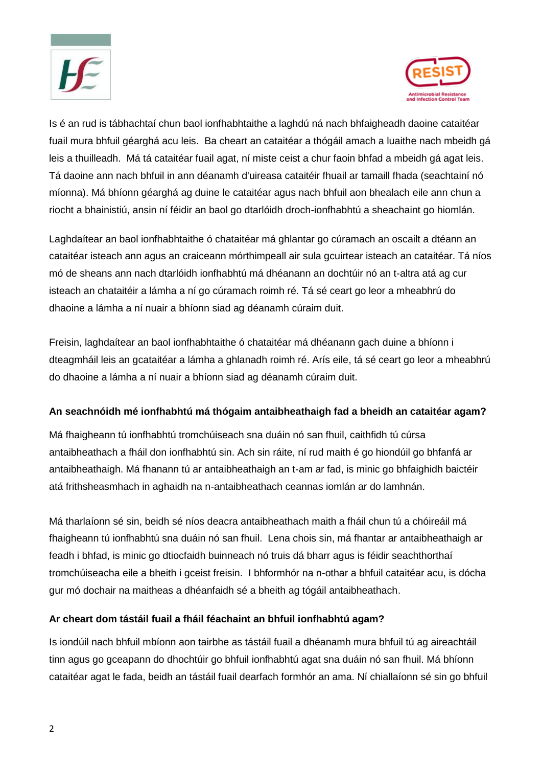Is é an rud is tábhachtaí chun baol ionfhabhtaithe a laghdú ná nach bhfaigheadh daoine cataitéar fuail mura bhfuil géarghá acu leis. Ba cheart an cataitéar a thógáil amach a luaithe nach mbeidh gá leis a thuilleadh. Má tá cataitéar fuail agat, ní miste ceist a chur faoin bhfad a mbeidh gá agat leis. Tá daoine ann nach bhfuil in ann déanamh d'uireasa cataitéir fhuail ar tamaill fhada (seachtainí nó míonna). Má bhíonn géarghá ag duine le cataitéar agus nach bhfuil aon bhealach eile ann chun a riocht a bhainistiú, ansin ní féidir an baol go dtarlóidh droch-ionfhabhtú a sheachaint go hiomlán.

Laghdaítear an baol ionfhabhtaithe ó chataitéar má ghlantar go cúramach an oscailt a dtéann an cataitéar isteach ann agus an craiceann mórthimpeall air sula gcuirtear isteach an cataitéar. Tá níos mó de sheans ann nach dtarlóidh ionfhabhtú má dhéanann an dochtúir nó an t-altra atá ag cur isteach an chataitéir a lámha a ní go cúramach roimh ré. Tá sé ceart go leor a mheabhrú do dhaoine a lámha a ní nuair a bhíonn siad ag déanamh cúraim duit.

Freisin, laghdaítear an baol ionfhabhtaithe ó chataitéar má dhéanann gach duine a bhíonn i dteagmháil leis an gcataitéar a lámha a ghlanadh roimh ré. Arís eile, tá sé ceart go leor a mheabhrú do dhaoine a lámha a ní nuair a bhíonn siad ag déanamh cúraim duit.

**An seachnóidh mé ionfhabhtú má thógaim antaibheathaigh fad a bheidh an cataitéar agam?**

Má fhaigheann tú ionfhabhtú tromchúiseach sna duáin nó san fhuil, caithfidh tú cúrsa antaibheathach a fháil don ionfhabhtú sin. Ach sin ráite, ní rud maith é go hiondúil go bhfanfá ar antaibheathaigh. Má fhanann tú ar antaibheathaigh an t-am ar fad, is minic go bhfaighidh baictéir atá frithsheasmhach in aghaidh na n-antaibheathach ceannas iomlán ar do lamhnán.

Má tharlaíonn sé sin, beidh sé níos deacra antaibheathach maith a fháil chun tú a chóireáil má fhaigheann tú ionfhabhtú sna duáin nó san fhuil. Lena chois sin, má fhantar ar antaibheathaigh ar feadh i bhfad, is minic go dtiocfaidh buinneach nó truis dá bharr agus is féidir seachthorthaí tromchúiseacha eile a bheith i gceist freisin. I bhformhór na n-othar a bhfuil cataitéar acu, is dócha gur mó dochair na maitheas a dhéanfaidh sé a bheith ag tógáil antaibheathach.

**Ar cheart dom tástáil fuail a fháil féachaint an bhfuil ionfhabhtú agam?**

Is iondúil nach bhfuil mbíonn aon tairbhe as tástáil fuail a dhéanamh mura bhfuil tú ag aireachtáil tinn agus go gceapann do dhochtúir go bhfuil ionfhabhtú agat sna duáin nó san fhuil. Má bhíonn cataitéar agat le fada, beidh an tástáil fuail dearfach formhór an ama. Ní chiallaíonn sé sin go bhfuil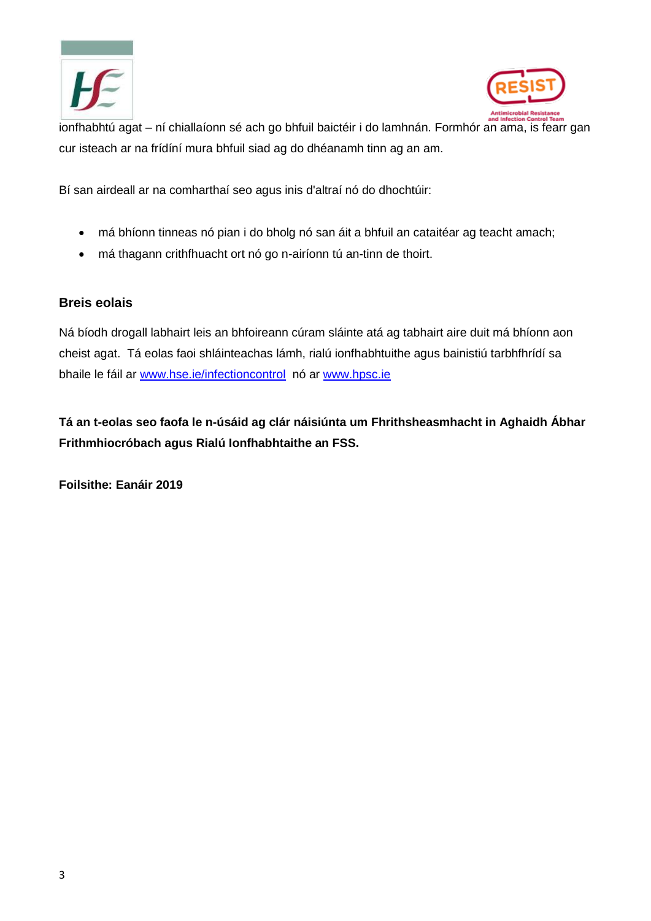ionfhabhtú agat – ní chiallaíonn sé ach go bhfuil baictéir i do lamhnán. Formhór an ama, is fearr gan cur isteach ar na frídíní mura bhfuil siad ag do dhéanamh tinn ag an am.

Bí san airdeall ar na comharthaí seo agus inis d'altraí nó do dhochtúir:

- má bhíonn tinneas nó pian i do bholg nó san áit a bhfuil an cataitéar ag teacht amach;
- má thagann crithfhuacht ort nó go n-airíonn tú an-tinn de thoirt.

## Breis eolais

Ná bíodh drogall labhairt leis an bhfoireann cúram sláinte atá ag tabhairt aire duit má bhíonn aon cheist agat. Tá eolas faoi shláinteachas lámh, rialú ionfhabhtuithe agus bainistiú tarbhfhrídí sa bhaile le fáil ar www.hse.ie/infectioncontrol nó ar www.hpsc.ie

**Tá an t-eolas seo faofa le n-úsáid ag clár náisiúnta um Fhrithsheasmhacht in Aghaidh Ábhar Frithmhiocróbach agus Rialú Ionfhabhtaithe an FSS.**

**Foilsithe: Eanáir 2019**